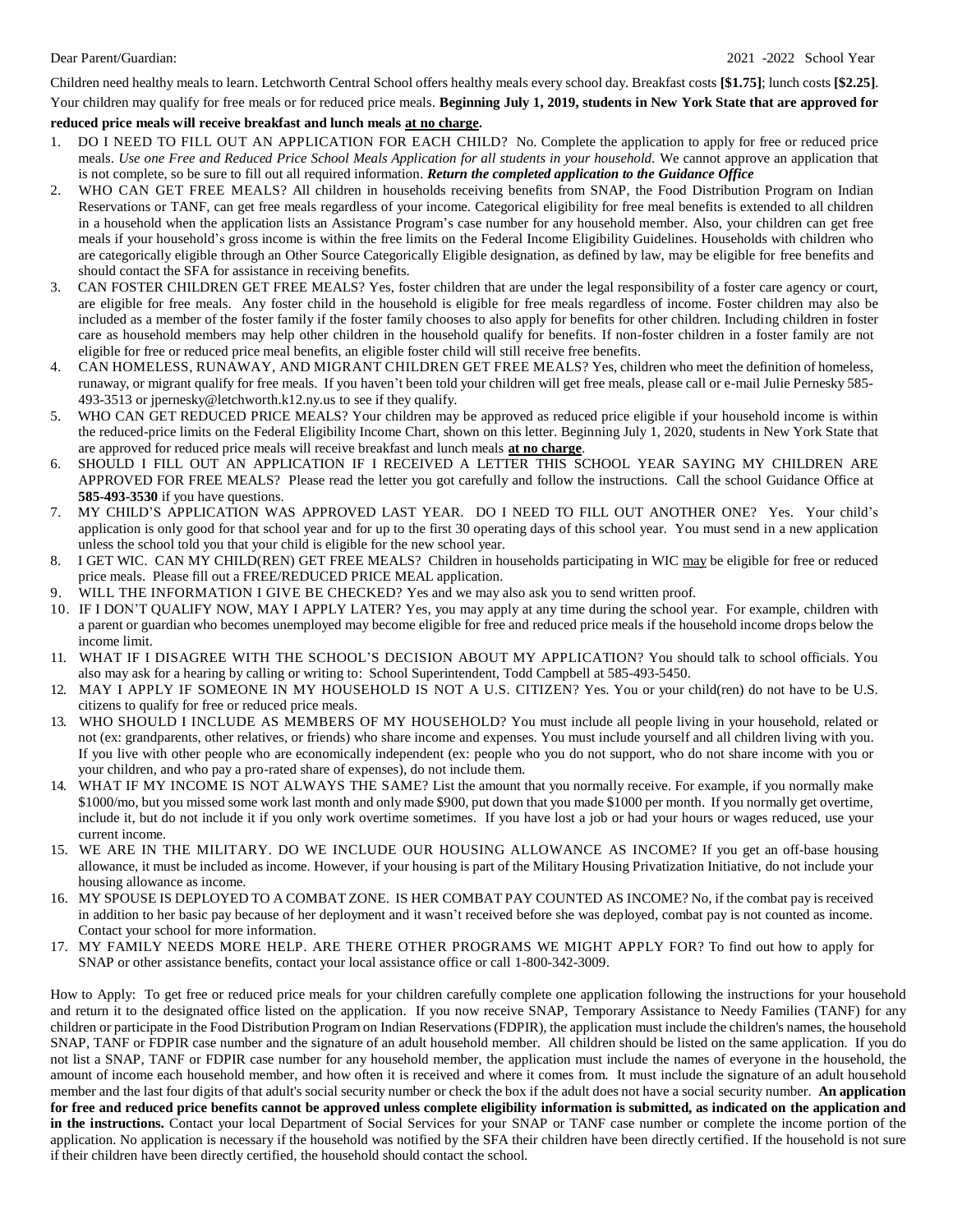Dear Parent/Guardian: 2021 -2022 School Year

Children need healthy meals to learn. Letchworth Central School offers healthy meals every school day. Breakfast costs **[$1.75]**; lunch costs **[$2.25]**. Your children may qualify for free meals or for reduced price meals. **Beginning July 1, 2019, students in New York State that are approved for reduced price meals will receive breakfast and lunch meals <u>at no charge</u>.**

1. DO I NEED TO FILL OUT AN APPLICATION FOR EACH CHILD? No. Complete the application to apply for free or reduced price meals. *Use one Free and Reduced Price School Meals Application for all students in your household.* We cannot approve an application that is not complete, so be sure to fill out all required information. ***Return the completed application to the Guidance Office***
2. WHO CAN GET FREE MEALS? All children in households receiving benefits from SNAP, the Food Distribution Program on Indian Reservations or TANF, can get free meals regardless of your income. Categorical eligibility for free meal benefits is extended to all children in a household when the application lists an Assistance Program's case number for any household member. Also, your children can get free meals if your household's gross income is within the free limits on the Federal Income Eligibility Guidelines. Households with children who are categorically eligible through an Other Source Categorically Eligible designation, as defined by law, may be eligible for free benefits and should contact the SFA for assistance in receiving benefits.
3. CAN FOSTER CHILDREN GET FREE MEALS? Yes, foster children that are under the legal responsibility of a foster care agency or court, are eligible for free meals. Any foster child in the household is eligible for free meals regardless of income. Foster children may also be included as a member of the foster family if the foster family chooses to also apply for benefits for other children. Including children in foster care as household members may help other children in the household qualify for benefits. If non-foster children in a foster family are not eligible for free or reduced price meal benefits, an eligible foster child will still receive free benefits.
4. CAN HOMELESS, RUNAWAY, AND MIGRANT CHILDREN GET FREE MEALS? Yes, children who meet the definition of homeless, runaway, or migrant qualify for free meals. If you haven't been told your children will get free meals, please call or e-mail Julie Pernesky 585-493-3513 or jpernesky@letchworth.k12.ny.us to see if they qualify.
5. WHO CAN GET REDUCED PRICE MEALS? Your children may be approved as reduced price eligible if your household income is within the reduced-price limits on the Federal Eligibility Income Chart, shown on this letter. Beginning July 1, 2020, students in New York State that are approved for reduced price meals will receive breakfast and lunch meals **<u>at no charge</u>**.
6. SHOULD I FILL OUT AN APPLICATION IF I RECEIVED A LETTER THIS SCHOOL YEAR SAYING MY CHILDREN ARE APPROVED FOR FREE MEALS? Please read the letter you got carefully and follow the instructions. Call the school Guidance Office at **585-493-3530** if you have questions.
7. MY CHILD'S APPLICATION WAS APPROVED LAST YEAR. DO I NEED TO FILL OUT ANOTHER ONE? Yes. Your child's application is only good for that school year and for up to the first 30 operating days of this school year. You must send in a new application unless the school told you that your child is eligible for the new school year.
8. I GET WIC. CAN MY CHILD(REN) GET FREE MEALS? Children in households participating in WIC <u>may</u> be eligible for free or reduced price meals. Please fill out a FREE/REDUCED PRICE MEAL application.
9. WILL THE INFORMATION I GIVE BE CHECKED? Yes and we may also ask you to send written proof.
10. IF I DON'T QUALIFY NOW, MAY I APPLY LATER? Yes, you may apply at any time during the school year. For example, children with a parent or guardian who becomes unemployed may become eligible for free and reduced price meals if the household income drops below the income limit.
11. WHAT IF I DISAGREE WITH THE SCHOOL'S DECISION ABOUT MY APPLICATION? You should talk to school officials. You also may ask for a hearing by calling or writing to: School Superintendent, Todd Campbell at 585-493-5450.
12. MAY I APPLY IF SOMEONE IN MY HOUSEHOLD IS NOT A U.S. CITIZEN? Yes. You or your child(ren) do not have to be U.S. citizens to qualify for free or reduced price meals.
13. WHO SHOULD I INCLUDE AS MEMBERS OF MY HOUSEHOLD? You must include all people living in your household, related or not (ex: grandparents, other relatives, or friends) who share income and expenses. You must include yourself and all children living with you. If you live with other people who are economically independent (ex: people who you do not support, who do not share income with you or your children, and who pay a pro-rated share of expenses), do not include them.
14. WHAT IF MY INCOME IS NOT ALWAYS THE SAME? List the amount that you normally receive. For example, if you normally make $1000/mo, but you missed some work last month and only made $900, put down that you made $1000 per month. If you normally get overtime, include it, but do not include it if you only work overtime sometimes. If you have lost a job or had your hours or wages reduced, use your current income.
15. WE ARE IN THE MILITARY. DO WE INCLUDE OUR HOUSING ALLOWANCE AS INCOME? If you get an off-base housing allowance, it must be included as income. However, if your housing is part of the Military Housing Privatization Initiative, do not include your housing allowance as income.
16. MY SPOUSE IS DEPLOYED TO A COMBAT ZONE. IS HER COMBAT PAY COUNTED AS INCOME? No, if the combat pay is received in addition to her basic pay because of her deployment and it wasn't received before she was deployed, combat pay is not counted as income. Contact your school for more information.
17. MY FAMILY NEEDS MORE HELP. ARE THERE OTHER PROGRAMS WE MIGHT APPLY FOR? To find out how to apply for SNAP or other assistance benefits, contact your local assistance office or call 1-800-342-3009.

How to Apply: To get free or reduced price meals for your children carefully complete one application following the instructions for your household and return it to the designated office listed on the application. If you now receive SNAP, Temporary Assistance to Needy Families (TANF) for any children or participate in the Food Distribution Program on Indian Reservations (FDPIR), the application must include the children's names, the household SNAP, TANF or FDPIR case number and the signature of an adult household member. All children should be listed on the same application. If you do not list a SNAP, TANF or FDPIR case number for any household member, the application must include the names of everyone in the household, the amount of income each household member, and how often it is received and where it comes from. It must include the signature of an adult household member and the last four digits of that adult's social security number or check the box if the adult does not have a social security number. **An application for free and reduced price benefits cannot be approved unless complete eligibility information is submitted, as indicated on the application and in the instructions.** Contact your local Department of Social Services for your SNAP or TANF case number or complete the income portion of the application. No application is necessary if the household was notified by the SFA their children have been directly certified. If the household is not sure if their children have been directly certified, the household should contact the school.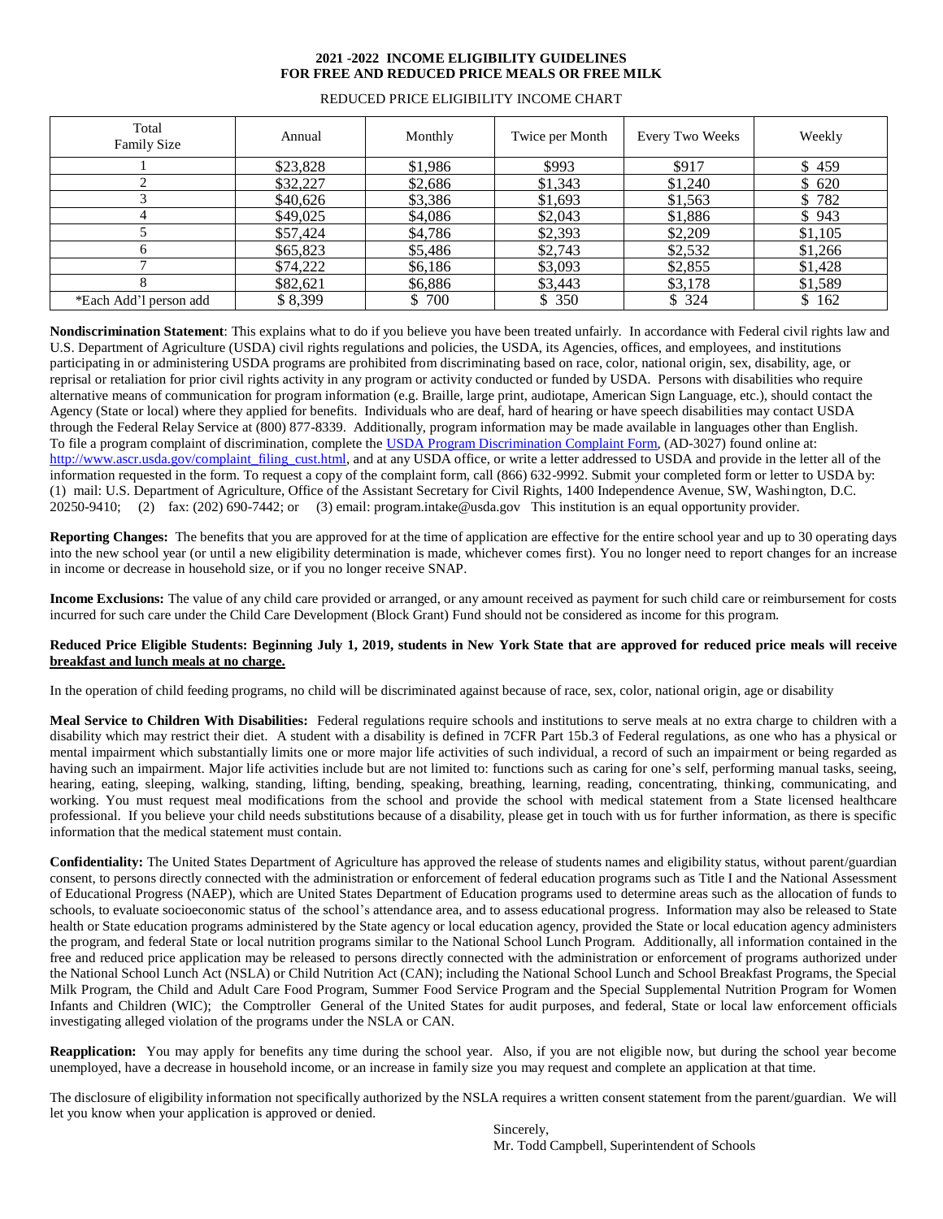# 2021 -2022 INCOME ELIGIBILITY GUIDELINES
# FOR FREE AND REDUCED PRICE MEALS OR FREE MILK

REDUCED PRICE ELIGIBILITY INCOME CHART

| Total Family Size | Annual | Monthly | Twice per Month | Every Two Weeks | Weekly |
|---|---|---|---|---|---|
| 1 | $23,828 | $1,986 | $993 | $917 | $ 459 |
| 2 | $32,227 | $2,686 | $1,343 | $1,240 | $ 620 |
| 3 | $40,626 | $3,386 | $1,693 | $1,563 | $ 782 |
| 4 | $49,025 | $4,086 | $2,043 | $1,886 | $ 943 |
| 5 | $57,424 | $4,786 | $2,393 | $2,209 | $1,105 |
| 6 | $65,823 | $5,486 | $2,743 | $2,532 | $1,266 |
| 7 | $74,222 | $6,186 | $3,093 | $2,855 | $1,428 |
| 8 | $82,621 | $6,886 | $3,443 | $3,178 | $1,589 |
| *Each Add'l person add | $ 8,399 | $ 700 | $ 350 | $ 324 | $ 162 |

**Nondiscrimination Statement**: This explains what to do if you believe you have been treated unfairly. In accordance with Federal civil rights law and U.S. Department of Agriculture (USDA) civil rights regulations and policies, the USDA, its Agencies, offices, and employees, and institutions participating in or administering USDA programs are prohibited from discriminating based on race, color, national origin, sex, disability, age, or reprisal or retaliation for prior civil rights activity in any program or activity conducted or funded by USDA. Persons with disabilities who require alternative means of communication for program information (e.g. Braille, large print, audiotape, American Sign Language, etc.), should contact the Agency (State or local) where they applied for benefits. Individuals who are deaf, hard of hearing or have speech disabilities may contact USDA through the Federal Relay Service at (800) 877-8339. Additionally, program information may be made available in languages other than English. To file a program complaint of discrimination, complete the USDA Program Discrimination Complaint Form, (AD-3027) found online at: http://www.ascr.usda.gov/complaint_filing_cust.html, and at any USDA office, or write a letter addressed to USDA and provide in the letter all of the information requested in the form. To request a copy of the complaint form, call (866) 632-9992. Submit your completed form or letter to USDA by: (1) mail: U.S. Department of Agriculture, Office of the Assistant Secretary for Civil Rights, 1400 Independence Avenue, SW, Washington, D.C. 20250-9410; (2) fax: (202) 690-7442; or (3) email: program.intake@usda.gov This institution is an equal opportunity provider.

**Reporting Changes:** The benefits that you are approved for at the time of application are effective for the entire school year and up to 30 operating days into the new school year (or until a new eligibility determination is made, whichever comes first). You no longer need to report changes for an increase in income or decrease in household size, or if you no longer receive SNAP.

**Income Exclusions:** The value of any child care provided or arranged, or any amount received as payment for such child care or reimbursement for costs incurred for such care under the Child Care Development (Block Grant) Fund should not be considered as income for this program.

**Reduced Price Eligible Students: Beginning July 1, 2019, students in New York State that are approved for reduced price meals will receive breakfast and lunch meals at no charge.**

In the operation of child feeding programs, no child will be discriminated against because of race, sex, color, national origin, age or disability

**Meal Service to Children With Disabilities:** Federal regulations require schools and institutions to serve meals at no extra charge to children with a disability which may restrict their diet. A student with a disability is defined in 7CFR Part 15b.3 of Federal regulations, as one who has a physical or mental impairment which substantially limits one or more major life activities of such individual, a record of such an impairment or being regarded as having such an impairment. Major life activities include but are not limited to: functions such as caring for one's self, performing manual tasks, seeing, hearing, eating, sleeping, walking, standing, lifting, bending, speaking, breathing, learning, reading, concentrating, thinking, communicating, and working. You must request meal modifications from the school and provide the school with medical statement from a State licensed healthcare professional. If you believe your child needs substitutions because of a disability, please get in touch with us for further information, as there is specific information that the medical statement must contain.

**Confidentiality:** The United States Department of Agriculture has approved the release of students names and eligibility status, without parent/guardian consent, to persons directly connected with the administration or enforcement of federal education programs such as Title I and the National Assessment of Educational Progress (NAEP), which are United States Department of Education programs used to determine areas such as the allocation of funds to schools, to evaluate socioeconomic status of the school's attendance area, and to assess educational progress. Information may also be released to State health or State education programs administered by the State agency or local education agency, provided the State or local education agency administers the program, and federal State or local nutrition programs similar to the National School Lunch Program. Additionally, all information contained in the free and reduced price application may be released to persons directly connected with the administration or enforcement of programs authorized under the National School Lunch Act (NSLA) or Child Nutrition Act (CAN); including the National School Lunch and School Breakfast Programs, the Special Milk Program, the Child and Adult Care Food Program, Summer Food Service Program and the Special Supplemental Nutrition Program for Women Infants and Children (WIC); the Comptroller General of the United States for audit purposes, and federal, State or local law enforcement officials investigating alleged violation of the programs under the NSLA or CAN.

**Reapplication:** You may apply for benefits any time during the school year. Also, if you are not eligible now, but during the school year become unemployed, have a decrease in household income, or an increase in family size you may request and complete an application at that time.

The disclosure of eligibility information not specifically authorized by the NSLA requires a written consent statement from the parent/guardian. We will let you know when your application is approved or denied.

Sincerely,
Mr. Todd Campbell, Superintendent of Schools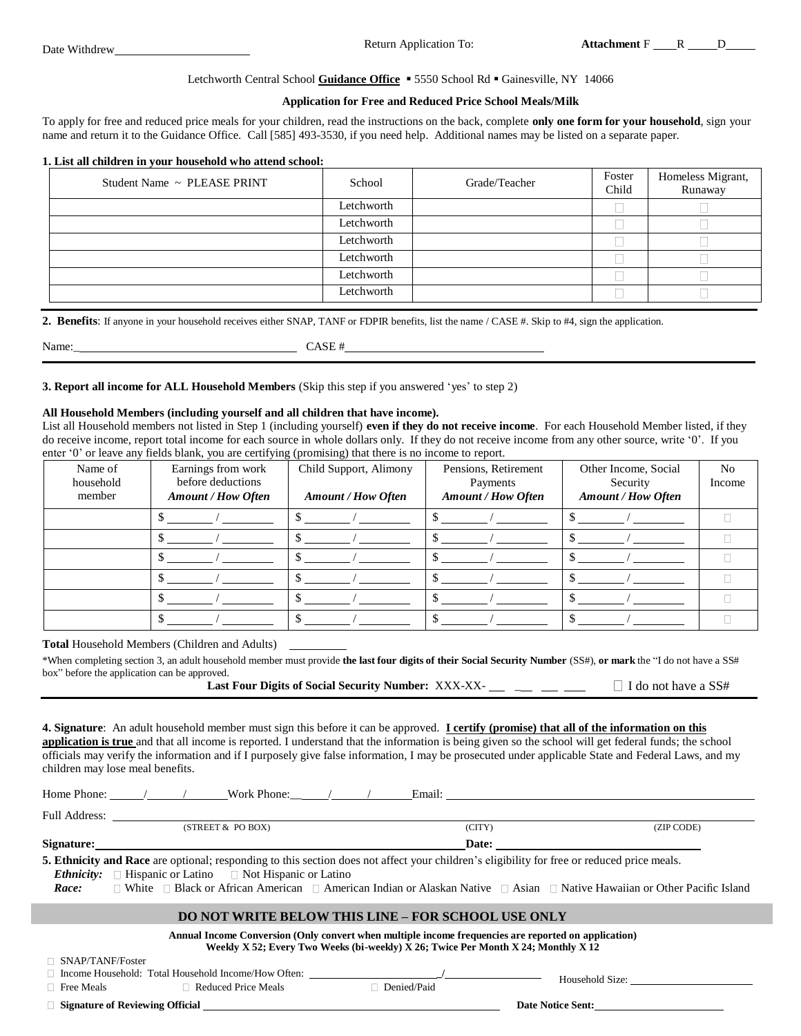Date Withdrew\_\_\_\_\_\_\_\_\_\_\_\_\_\_\_\_\_\_\_\_

Return Application To:

**Attachment** F \_\_\_\_R \_\_\_\_\_D\_\_\_\_\_

Letchworth Central School **Guidance Office** ▪ 5550 School Rd ▪ Gainesville, NY 14066

**Application for Free and Reduced Price School Meals/Milk**

To apply for free and reduced price meals for your children, read the instructions on the back, complete **only one form for your household**, sign your name and return it to the Guidance Office. Call [585] 493-3530, if you need help. Additional names may be listed on a separate paper.

**1. List all children in your household who attend school:**

| Student Name ~ PLEASE PRINT | School | Grade/Teacher | Foster Child | Homeless Migrant, Runaway |
|---|---|---|---|---|
| | Letchworth | | ☐ | ☐ |
| | Letchworth | | ☐ | ☐ |
| | Letchworth | | ☐ | ☐ |
| | Letchworth | | ☐ | ☐ |
| | Letchworth | | ☐ | ☐ |
| | Letchworth | | ☐ | ☐ |

**2. Benefits**: If anyone in your household receives either SNAP, TANF or FDPIR benefits, list the name / CASE #. Skip to #4, sign the application.

Name:\_\_\_\_\_\_\_\_\_\_\_\_\_\_\_\_\_\_\_\_\_\_\_\_\_\_\_\_\_\_ CASE #\_\_\_\_\_\_\_\_\_\_\_\_\_\_\_\_\_\_\_\_\_\_\_\_\_\_\_\_

**3. Report all income for ALL Household Members** (Skip this step if you answered 'yes' to step 2)

**All Household Members (including yourself and all children that have income).**

List all Household members not listed in Step 1 (including yourself) **even if they do not receive income**. For each Household Member listed, if they do receive income, report total income for each source in whole dollars only. If they do not receive income from any other source, write '0'. If you enter '0' or leave any fields blank, you are certifying (promising) that there is no income to report.

| Name of household member | Earnings from work before deductions *Amount / How Often* | Child Support, Alimony *Amount / How Often* | Pensions, Retirement Payments *Amount / How Often* | Other Income, Social Security *Amount / How Often* | No Income |
|---|---|---|---|---|---|
| | $ \_\_\_\_ / \_\_\_\_ | $ \_\_\_\_ / \_\_\_\_ | $ \_\_\_\_ / \_\_\_\_ | $ \_\_\_\_ / \_\_\_\_ | ☐ |
| | $ \_\_\_\_ / \_\_\_\_ | $ \_\_\_\_ / \_\_\_\_ | $ \_\_\_\_ / \_\_\_\_ | $ \_\_\_\_ / \_\_\_\_ | ☐ |
| | $ \_\_\_\_ / \_\_\_\_ | $ \_\_\_\_ / \_\_\_\_ | $ \_\_\_\_ / \_\_\_\_ | $ \_\_\_\_ / \_\_\_\_ | ☐ |
| | $ \_\_\_\_ / \_\_\_\_ | $ \_\_\_\_ / \_\_\_\_ | $ \_\_\_\_ / \_\_\_\_ | $ \_\_\_\_ / \_\_\_\_ | ☐ |
| | $ \_\_\_\_ / \_\_\_\_ | $ \_\_\_\_ / \_\_\_\_ | $ \_\_\_\_ / \_\_\_\_ | $ \_\_\_\_ / \_\_\_\_ | ☐ |
| | $ \_\_\_\_ / \_\_\_\_ | $ \_\_\_\_ / \_\_\_\_ | $ \_\_\_\_ / \_\_\_\_ | $ \_\_\_\_ / \_\_\_\_ | ☐ |

**Total** Household Members (Children and Adults) \_\_\_\_\_\_\_\_

*When completing section 3, an adult household member must provide **the last four digits of their Social Security Number** (SS#), **or mark** the "I do not have a SS# box" before the application can be approved.

**Last Four Digits of Social Security Number:** XXX-XX- \_\_ \_\_ \_\_ \_\_ ☐ I do not have a SS#

**4. Signature**: An adult household member must sign this before it can be approved. **I certify (promise) that all of the information on this application is true** and that all income is reported. I understand that the information is being given so the school will get federal funds; the school officials may verify the information and if I purposely give false information, I may be prosecuted under applicable State and Federal Laws, and my children may lose meal benefits.

Home Phone: \_\_\_\_/\_\_\_\_/\_\_\_\_\_ Work Phone:\_\_\_\_/\_\_\_\_/\_\_\_\_\_ Email: \_\_\_\_\_\_\_\_\_\_\_\_\_\_\_\_\_\_\_\_

Full Address: \_\_\_\_\_\_\_\_\_\_\_\_\_\_\_\_\_\_\_\_\_\_\_\_\_\_\_\_\_\_\_\_\_\_\_\_\_\_\_\_\_\_\_\_\_\_\_\_\_\_
(STREET & PO BOX) (CITY) (ZIP CODE)

**Signature:**\_\_\_\_\_\_\_\_\_\_\_\_\_\_\_\_\_\_\_\_\_\_\_\_\_\_\_\_\_\_\_\_\_\_\_\_ **Date:** \_\_\_\_\_\_\_\_\_\_\_\_\_\_\_\_\_\_\_\_

**5. Ethnicity and Race** are optional; responding to this section does not affect your children's eligibility for free or reduced price meals.

***Ethnicity:*** ☐ Hispanic or Latino ☐ Not Hispanic or Latino

***Race:*** ☐ White ☐ Black or African American ☐ American Indian or Alaskan Native ☐ Asian ☐ Native Hawaiian or Other Pacific Island

## DO NOT WRITE BELOW THIS LINE – FOR SCHOOL USE ONLY

**Annual Income Conversion (Only convert when multiple income frequencies are reported on application)**
**Weekly X 52; Every Two Weeks (bi-weekly) X 26; Twice Per Month X 24; Monthly X 12**

☐ SNAP/TANF/Foster

☐ Income Household: Total Household Income/How Often: \_\_\_\_\_\_\_\_\_\_\_\_\_\_\_\_/\_\_\_\_\_\_\_\_\_\_\_\_ Household Size: \_\_\_\_\_\_\_\_\_\_\_\_\_\_\_\_

☐ Free Meals ☐ Reduced Price Meals ☐ Denied/Paid

☐ **Signature of Reviewing Official** \_\_\_\_\_\_\_\_\_\_\_\_\_\_\_\_\_\_\_\_\_\_\_\_\_\_\_\_\_\_ **Date Notice Sent:**\_\_\_\_\_\_\_\_\_\_\_\_\_\_\_\_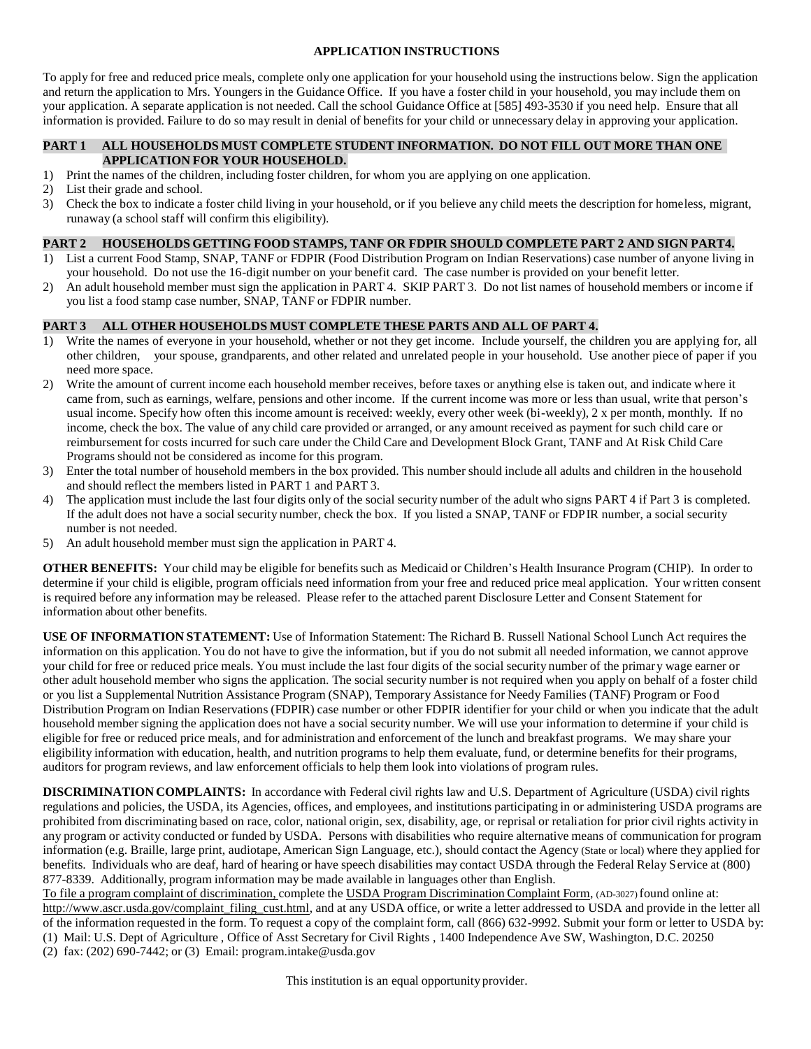## APPLICATION INSTRUCTIONS

To apply for free and reduced price meals, complete only one application for your household using the instructions below. Sign the application and return the application to Mrs. Youngers in the Guidance Office. If you have a foster child in your household, you may include them on your application. A separate application is not needed. Call the school Guidance Office at [585] 493-3530 if you need help. Ensure that all information is provided. Failure to do so may result in denial of benefits for your child or unnecessary delay in approving your application.

### PART 1 ALL HOUSEHOLDS MUST COMPLETE STUDENT INFORMATION. DO NOT FILL OUT MORE THAN ONE APPLICATION FOR YOUR HOUSEHOLD.

1) Print the names of the children, including foster children, for whom you are applying on one application.
2) List their grade and school.
3) Check the box to indicate a foster child living in your household, or if you believe any child meets the description for homeless, migrant, runaway (a school staff will confirm this eligibility).

### PART 2 HOUSEHOLDS GETTING FOOD STAMPS, TANF OR FDPIR SHOULD COMPLETE PART 2 AND SIGN PART4.

1) List a current Food Stamp, SNAP, TANF or FDPIR (Food Distribution Program on Indian Reservations) case number of anyone living in your household. Do not use the 16-digit number on your benefit card. The case number is provided on your benefit letter.
2) An adult household member must sign the application in PART 4. SKIP PART 3. Do not list names of household members or income if you list a food stamp case number, SNAP, TANF or FDPIR number.

### PART 3 ALL OTHER HOUSEHOLDS MUST COMPLETE THESE PARTS AND ALL OF PART 4.

1) Write the names of everyone in your household, whether or not they get income. Include yourself, the children you are applying for, all other children, your spouse, grandparents, and other related and unrelated people in your household. Use another piece of paper if you need more space.
2) Write the amount of current income each household member receives, before taxes or anything else is taken out, and indicate where it came from, such as earnings, welfare, pensions and other income. If the current income was more or less than usual, write that person's usual income. Specify how often this income amount is received: weekly, every other week (bi-weekly), 2 x per month, monthly. If no income, check the box. The value of any child care provided or arranged, or any amount received as payment for such child care or reimbursement for costs incurred for such care under the Child Care and Development Block Grant, TANF and At Risk Child Care Programs should not be considered as income for this program.
3) Enter the total number of household members in the box provided. This number should include all adults and children in the household and should reflect the members listed in PART 1 and PART 3.
4) The application must include the last four digits only of the social security number of the adult who signs PART 4 if Part 3 is completed. If the adult does not have a social security number, check the box. If you listed a SNAP, TANF or FDPIR number, a social security number is not needed.
5) An adult household member must sign the application in PART 4.

**OTHER BENEFITS:** Your child may be eligible for benefits such as Medicaid or Children's Health Insurance Program (CHIP). In order to determine if your child is eligible, program officials need information from your free and reduced price meal application. Your written consent is required before any information may be released. Please refer to the attached parent Disclosure Letter and Consent Statement for information about other benefits.

**USE OF INFORMATION STATEMENT:** Use of Information Statement: The Richard B. Russell National School Lunch Act requires the information on this application. You do not have to give the information, but if you do not submit all needed information, we cannot approve your child for free or reduced price meals. You must include the last four digits of the social security number of the primary wage earner or other adult household member who signs the application. The social security number is not required when you apply on behalf of a foster child or you list a Supplemental Nutrition Assistance Program (SNAP), Temporary Assistance for Needy Families (TANF) Program or Food Distribution Program on Indian Reservations (FDPIR) case number or other FDPIR identifier for your child or when you indicate that the adult household member signing the application does not have a social security number. We will use your information to determine if your child is eligible for free or reduced price meals, and for administration and enforcement of the lunch and breakfast programs. We may share your eligibility information with education, health, and nutrition programs to help them evaluate, fund, or determine benefits for their programs, auditors for program reviews, and law enforcement officials to help them look into violations of program rules.

**DISCRIMINATION COMPLAINTS:** In accordance with Federal civil rights law and U.S. Department of Agriculture (USDA) civil rights regulations and policies, the USDA, its Agencies, offices, and employees, and institutions participating in or administering USDA programs are prohibited from discriminating based on race, color, national origin, sex, disability, age, or reprisal or retaliation for prior civil rights activity in any program or activity conducted or funded by USDA. Persons with disabilities who require alternative means of communication for program information (e.g. Braille, large print, audiotape, American Sign Language, etc.), should contact the Agency (State or local) where they applied for benefits. Individuals who are deaf, hard of hearing or have speech disabilities may contact USDA through the Federal Relay Service at (800) 877-8339. Additionally, program information may be made available in languages other than English.

To file a program complaint of discrimination, complete the USDA Program Discrimination Complaint Form, (AD-3027) found online at: http://www.ascr.usda.gov/complaint_filing_cust.html, and at any USDA office, or write a letter addressed to USDA and provide in the letter all of the information requested in the form. To request a copy of the complaint form, call (866) 632-9992. Submit your form or letter to USDA by:
(1) Mail: U.S. Dept of Agriculture , Office of Asst Secretary for Civil Rights , 1400 Independence Ave SW, Washington, D.C. 20250
(2) fax: (202) 690-7442; or (3) Email: program.intake@usda.gov

This institution is an equal opportunity provider.